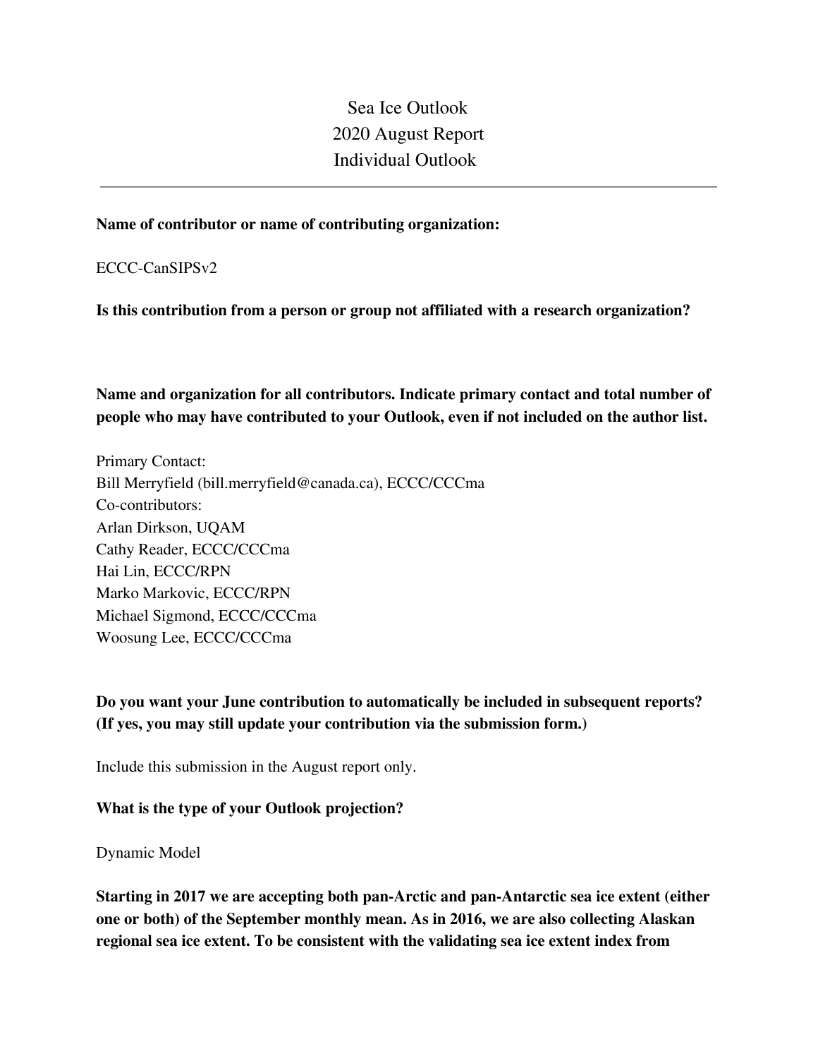# Sea Ice Outlook
# 2020 August Report
# Individual Outlook

---

**Name of contributor or name of contributing organization:**

ECCC-CanSIPSv2

**Is this contribution from a person or group not affiliated with a research organization?**

**Name and organization for all contributors. Indicate primary contact and total number of people who may have contributed to your Outlook, even if not included on the author list.**

Primary Contact:
Bill Merryfield (bill.merryfield@canada.ca), ECCC/CCCma
Co-contributors:
Arlan Dirkson, UQAM
Cathy Reader, ECCC/CCCma
Hai Lin, ECCC/RPN
Marko Markovic, ECCC/RPN
Michael Sigmond, ECCC/CCCma
Woosung Lee, ECCC/CCCma

**Do you want your June contribution to automatically be included in subsequent reports? (If yes, you may still update your contribution via the submission form.)**

Include this submission in the August report only.

**What is the type of your Outlook projection?**

Dynamic Model

**Starting in 2017 we are accepting both pan-Arctic and pan-Antarctic sea ice extent (either one or both) of the September monthly mean. As in 2016, we are also collecting Alaskan regional sea ice extent. To be consistent with the validating sea ice extent index from**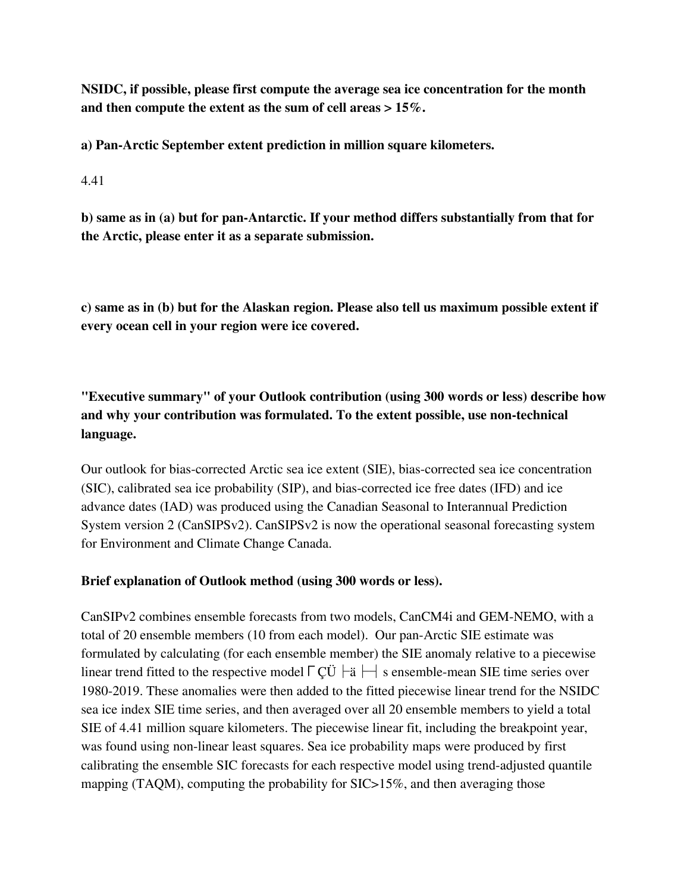**NSIDC, if possible, please first compute the average sea ice concentration for the month and then compute the extent as the sum of cell areas > 15%.**

**a) Pan-Arctic September extent prediction in million square kilometers.**

4.41

**b) same as in (a) but for pan-Antarctic. If your method differs substantially from that for the Arctic, please enter it as a separate submission.**

**c) same as in (b) but for the Alaskan region. Please also tell us maximum possible extent if every ocean cell in your region were ice covered.**

**"Executive summary" of your Outlook contribution (using 300 words or less) describe how and why your contribution was formulated. To the extent possible, use non-technical language.**

Our outlook for bias-corrected Arctic sea ice extent (SIE), bias-corrected sea ice concentration (SIC), calibrated sea ice probability (SIP), and bias-corrected ice free dates (IFD) and ice advance dates (IAD) was produced using the Canadian Seasonal to Interannual Prediction System version 2 (CanSIPSv2). CanSIPSv2 is now the operational seasonal forecasting system for Environment and Climate Change Canada.

**Brief explanation of Outlook method (using 300 words or less).**

CanSIPv2 combines ensemble forecasts from two models, CanCM4i and GEM-NEMO, with a total of 20 ensemble members (10 from each model). Our pan-Arctic SIE estimate was formulated by calculating (for each ensemble member) the SIE anomaly relative to a piecewise linear trend fitted to the respective model ΓÇÖ s ensemble-mean SIE time series over 1980-2019. These anomalies were then added to the fitted piecewise linear trend for the NSIDC sea ice index SIE time series, and then averaged over all 20 ensemble members to yield a total SIE of 4.41 million square kilometers. The piecewise linear fit, including the breakpoint year, was found using non-linear least squares. Sea ice probability maps were produced by first calibrating the ensemble SIC forecasts for each respective model using trend-adjusted quantile mapping (TAQM), computing the probability for SIC>15%, and then averaging those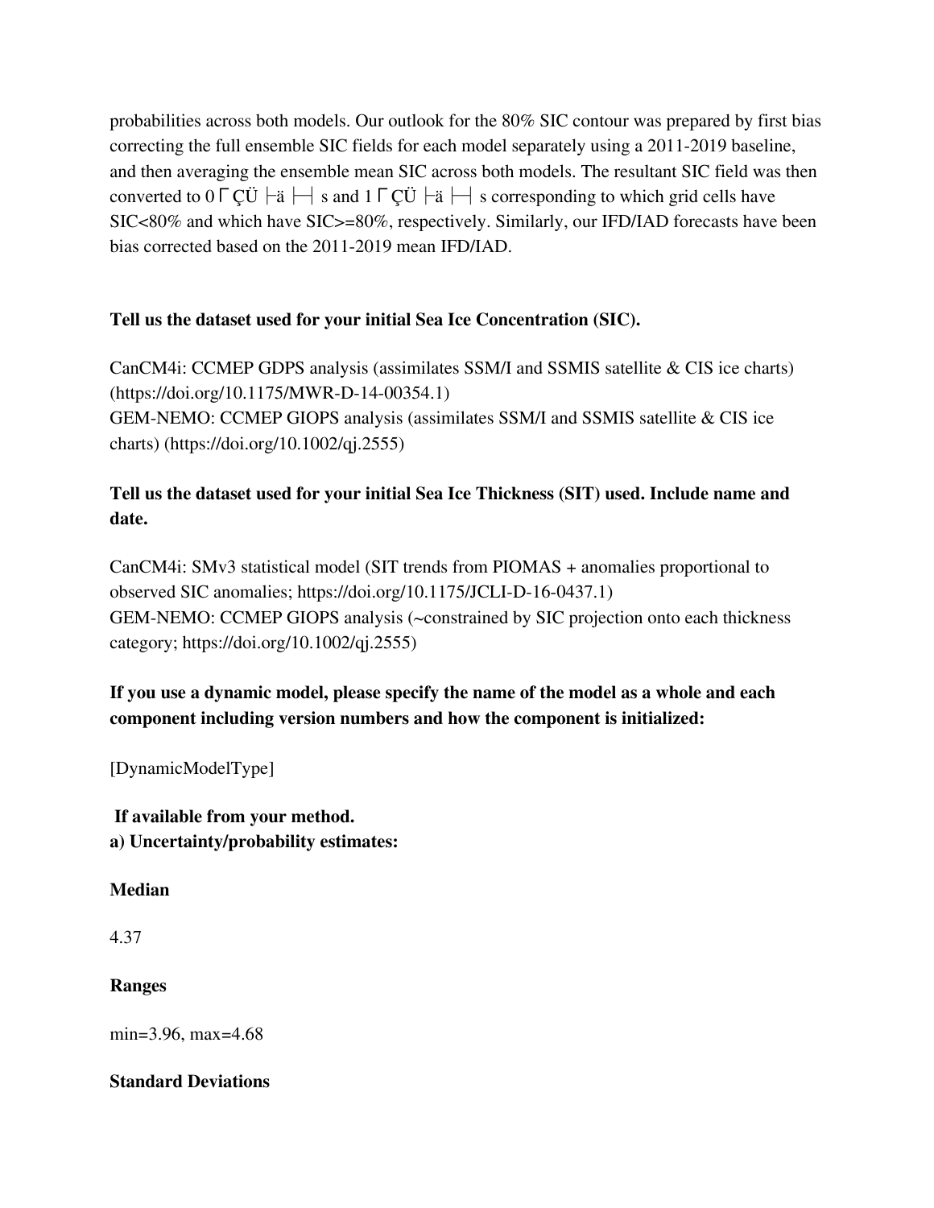probabilities across both models. Our outlook for the 80% SIC contour was prepared by first bias correcting the full ensemble SIC fields for each model separately using a 2011-2019 baseline, and then averaging the ensemble mean SIC across both models. The resultant SIC field was then converted to 0 ΓÇÜ ├ä ├┤ s and 1 ΓÇÜ ├ä ├┤ s corresponding to which grid cells have SIC<80% and which have SIC>=80%, respectively. Similarly, our IFD/IAD forecasts have been bias corrected based on the 2011-2019 mean IFD/IAD.

**Tell us the dataset used for your initial Sea Ice Concentration (SIC).**

CanCM4i: CCMEP GDPS analysis (assimilates SSM/I and SSMIS satellite & CIS ice charts) (https://doi.org/10.1175/MWR-D-14-00354.1)
GEM-NEMO: CCMEP GIOPS analysis (assimilates SSM/I and SSMIS satellite & CIS ice charts) (https://doi.org/10.1002/qj.2555)

**Tell us the dataset used for your initial Sea Ice Thickness (SIT) used. Include name and date.**

CanCM4i: SMv3 statistical model (SIT trends from PIOMAS + anomalies proportional to observed SIC anomalies; https://doi.org/10.1175/JCLI-D-16-0437.1)
GEM-NEMO: CCMEP GIOPS analysis (~constrained by SIC projection onto each thickness category; https://doi.org/10.1002/qj.2555)

**If you use a dynamic model, please specify the name of the model as a whole and each component including version numbers and how the component is initialized:**

[DynamicModelType]

**If available from your method.**
**a) Uncertainty/probability estimates:**

**Median**

4.37

**Ranges**

min=3.96, max=4.68

**Standard Deviations**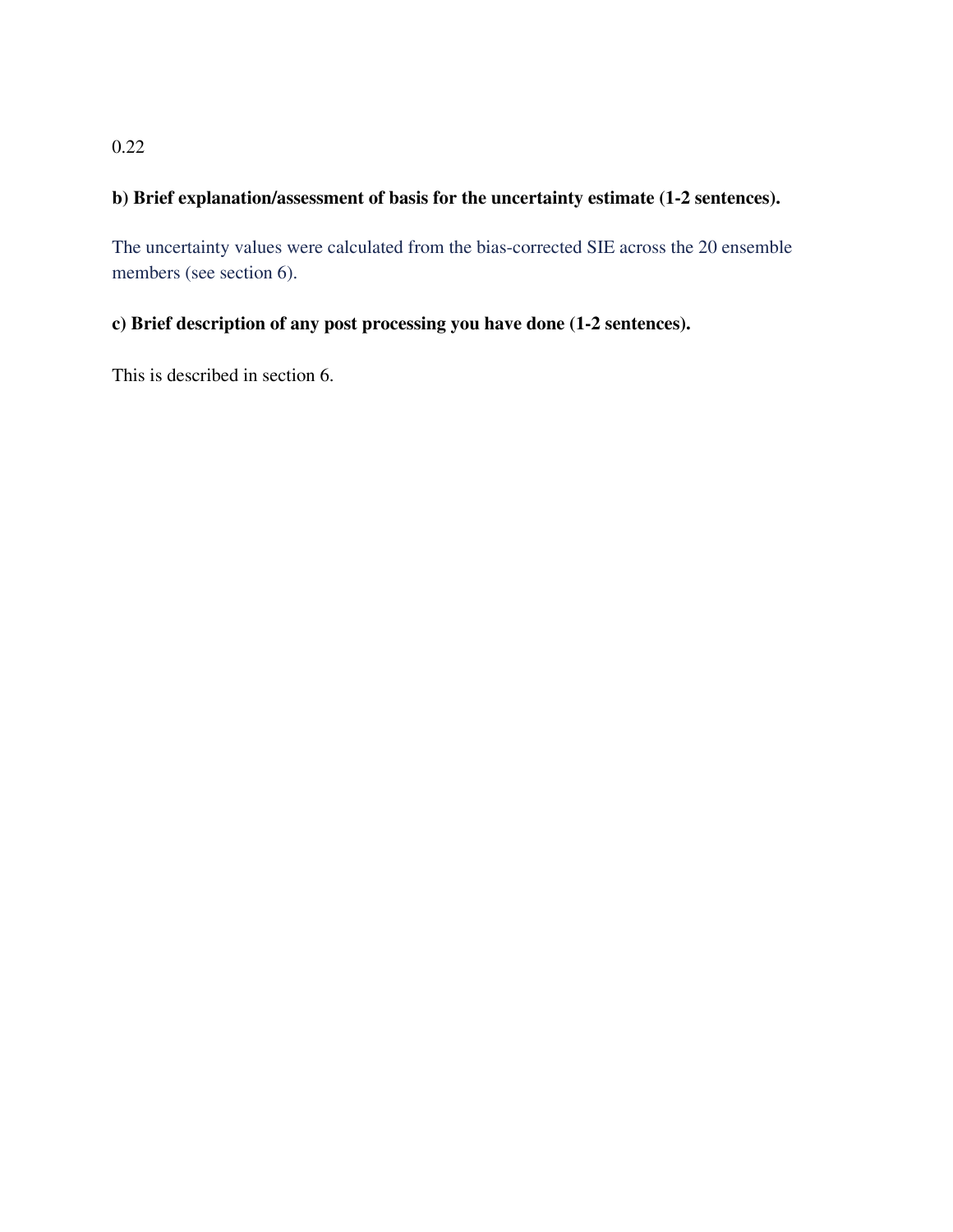0.22

**b) Brief explanation/assessment of basis for the uncertainty estimate (1-2 sentences).**

The uncertainty values were calculated from the bias-corrected SIE across the 20 ensemble members (see section 6).

**c) Brief description of any post processing you have done (1-2 sentences).**

This is described in section 6.